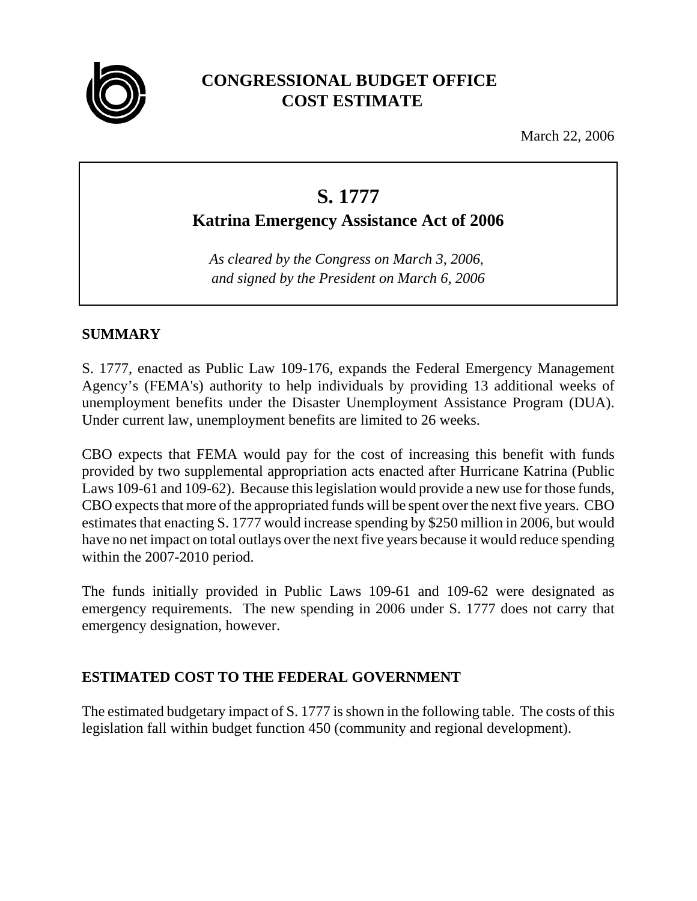# CONGRESSIONAL BUDGET OFFICE
# COST ESTIMATE

March 22, 2006

## S. 1777

### Katrina Emergency Assistance Act of 2006

*As cleared by the Congress on March 3, 2006, and signed by the President on March 6, 2006*

## SUMMARY

S. 1777, enacted as Public Law 109-176, expands the Federal Emergency Management Agency's (FEMA's) authority to help individuals by providing 13 additional weeks of unemployment benefits under the Disaster Unemployment Assistance Program (DUA). Under current law, unemployment benefits are limited to 26 weeks.

CBO expects that FEMA would pay for the cost of increasing this benefit with funds provided by two supplemental appropriation acts enacted after Hurricane Katrina (Public Laws 109-61 and 109-62). Because this legislation would provide a new use for those funds, CBO expects that more of the appropriated funds will be spent over the next five years. CBO estimates that enacting S. 1777 would increase spending by $250 million in 2006, but would have no net impact on total outlays over the next five years because it would reduce spending within the 2007-2010 period.

The funds initially provided in Public Laws 109-61 and 109-62 were designated as emergency requirements. The new spending in 2006 under S. 1777 does not carry that emergency designation, however.

## ESTIMATED COST TO THE FEDERAL GOVERNMENT

The estimated budgetary impact of S. 1777 is shown in the following table. The costs of this legislation fall within budget function 450 (community and regional development).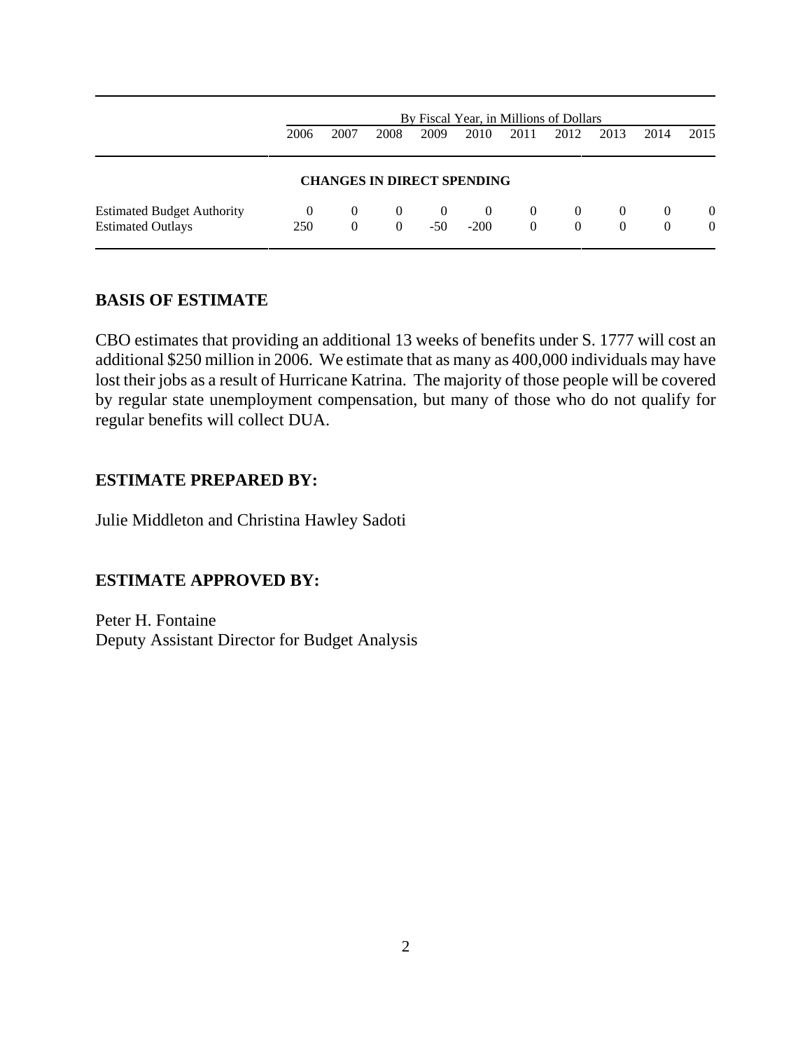| | By Fiscal Year, in Millions of Dollars | | | | | | | | | |
|---|---|---|---|---|---|---|---|---|---|---|
| | 2006 | 2007 | 2008 | 2009 | 2010 | 2011 | 2012 | 2013 | 2014 | 2015 |
| **CHANGES IN DIRECT SPENDING** | | | | | | | | | | |
| Estimated Budget Authority | 0 | 0 | 0 | 0 | 0 | 0 | 0 | 0 | 0 | 0 |
| Estimated Outlays | 250 | 0 | 0 | -50 | -200 | 0 | 0 | 0 | 0 | 0 |

## BASIS OF ESTIMATE

CBO estimates that providing an additional 13 weeks of benefits under S. 1777 will cost an additional $250 million in 2006. We estimate that as many as 400,000 individuals may have lost their jobs as a result of Hurricane Katrina. The majority of those people will be covered by regular state unemployment compensation, but many of those who do not qualify for regular benefits will collect DUA.

## ESTIMATE PREPARED BY:

Julie Middleton and Christina Hawley Sadoti

## ESTIMATE APPROVED BY:

Peter H. Fontaine
Deputy Assistant Director for Budget Analysis